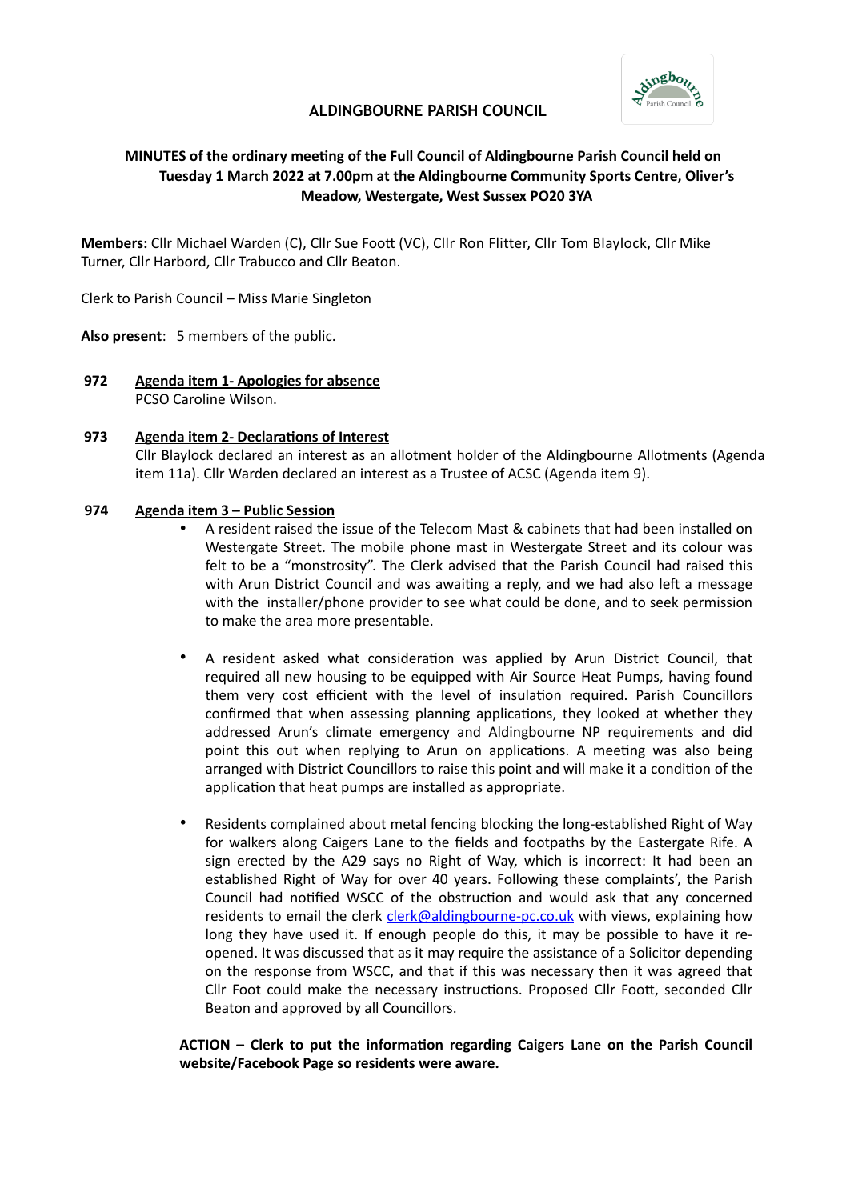# ALDINGBOURNE PARISH COUNCIL

**MINUTES of the ordinary meeting of the Full Council of Aldingbourne Parish Council held on Tuesday 1 March 2022 at 7.00pm at the Aldingbourne Community Sports Centre, Oliver's Meadow, Westergate, West Sussex PO20 3YA**

**Members:** Cllr Michael Warden (C), Cllr Sue Foott (VC), Cllr Ron Flitter, Cllr Tom Blaylock, Cllr Mike Turner, Cllr Harbord, Cllr Trabucco and Cllr Beaton.

Clerk to Parish Council – Miss Marie Singleton

**Also present**: 5 members of the public.

**972 Agenda item 1- Apologies for absence**

PCSO Caroline Wilson.

**973 Agenda item 2- Declarations of Interest**

Cllr Blaylock declared an interest as an allotment holder of the Aldingbourne Allotments (Agenda item 11a). Cllr Warden declared an interest as a Trustee of ACSC (Agenda item 9).

**974 Agenda item 3 – Public Session**

- A resident raised the issue of the Telecom Mast & cabinets that had been installed on Westergate Street. The mobile phone mast in Westergate Street and its colour was felt to be a "monstrosity". The Clerk advised that the Parish Council had raised this with Arun District Council and was awaiting a reply, and we had also left a message with the installer/phone provider to see what could be done, and to seek permission to make the area more presentable.

- A resident asked what consideration was applied by Arun District Council, that required all new housing to be equipped with Air Source Heat Pumps, having found them very cost efficient with the level of insulation required. Parish Councillors confirmed that when assessing planning applications, they looked at whether they addressed Arun's climate emergency and Aldingbourne NP requirements and did point this out when replying to Arun on applications. A meeting was also being arranged with District Councillors to raise this point and will make it a condition of the application that heat pumps are installed as appropriate.

- Residents complained about metal fencing blocking the long-established Right of Way for walkers along Caigers Lane to the fields and footpaths by the Eastergate Rife. A sign erected by the A29 says no Right of Way, which is incorrect: It had been an established Right of Way for over 40 years. Following these complaints', the Parish Council had notified WSCC of the obstruction and would ask that any concerned residents to email the clerk clerk@aldingbourne-pc.co.uk with views, explaining how long they have used it. If enough people do this, it may be possible to have it re-opened. It was discussed that as it may require the assistance of a Solicitor depending on the response from WSCC, and that if this was necessary then it was agreed that Cllr Foot could make the necessary instructions. Proposed Cllr Foott, seconded Cllr Beaton and approved by all Councillors.

**ACTION – Clerk to put the information regarding Caigers Lane on the Parish Council website/Facebook Page so residents were aware.**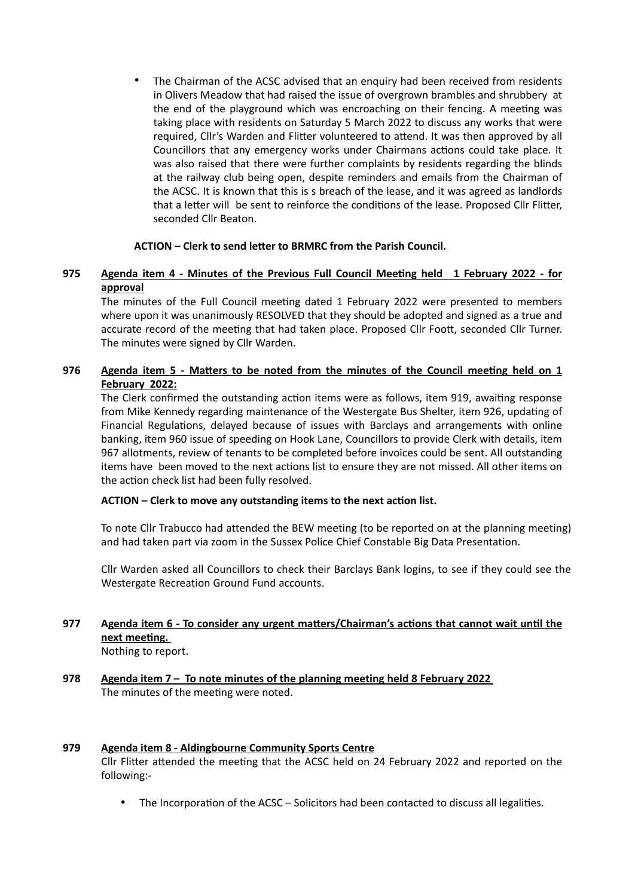- The Chairman of the ACSC advised that an enquiry had been received from residents in Olivers Meadow that had raised the issue of overgrown brambles and shrubbery at the end of the playground which was encroaching on their fencing. A meeting was taking place with residents on Saturday 5 March 2022 to discuss any works that were required, Cllr's Warden and Flitter volunteered to attend. It was then approved by all Councillors that any emergency works under Chairmans actions could take place. It was also raised that there were further complaints by residents regarding the blinds at the railway club being open, despite reminders and emails from the Chairman of the ACSC. It is known that this is s breach of the lease, and it was agreed as landlords that a letter will be sent to reinforce the conditions of the lease. Proposed Cllr Flitter, seconded Cllr Beaton.

**ACTION – Clerk to send letter to BRMRC from the Parish Council.**

**975 Agenda item 4 - Minutes of the Previous Full Council Meeting held 1 February 2022 - for approval**

The minutes of the Full Council meeting dated 1 February 2022 were presented to members where upon it was unanimously RESOLVED that they should be adopted and signed as a true and accurate record of the meeting that had taken place. Proposed Cllr Foott, seconded Cllr Turner. The minutes were signed by Cllr Warden.

**976 Agenda item 5 - Matters to be noted from the minutes of the Council meeting held on 1 February 2022:**

The Clerk confirmed the outstanding action items were as follows, item 919, awaiting response from Mike Kennedy regarding maintenance of the Westergate Bus Shelter, item 926, updating of Financial Regulations, delayed because of issues with Barclays and arrangements with online banking, item 960 issue of speeding on Hook Lane, Councillors to provide Clerk with details, item 967 allotments, review of tenants to be completed before invoices could be sent. All outstanding items have been moved to the next actions list to ensure they are not missed. All other items on the action check list had been fully resolved.

**ACTION – Clerk to move any outstanding items to the next action list.**

To note Cllr Trabucco had attended the BEW meeting (to be reported on at the planning meeting) and had taken part via zoom in the Sussex Police Chief Constable Big Data Presentation.

Cllr Warden asked all Councillors to check their Barclays Bank logins, to see if they could see the Westergate Recreation Ground Fund accounts.

**977 Agenda item 6 - To consider any urgent matters/Chairman's actions that cannot wait until the next meeting.**

Nothing to report.

**978 Agenda item 7 – To note minutes of the planning meeting held 8 February 2022**

The minutes of the meeting were noted.

**979 Agenda item 8 - Aldingbourne Community Sports Centre**

Cllr Flitter attended the meeting that the ACSC held on 24 February 2022 and reported on the following:-

- The Incorporation of the ACSC – Solicitors had been contacted to discuss all legalities.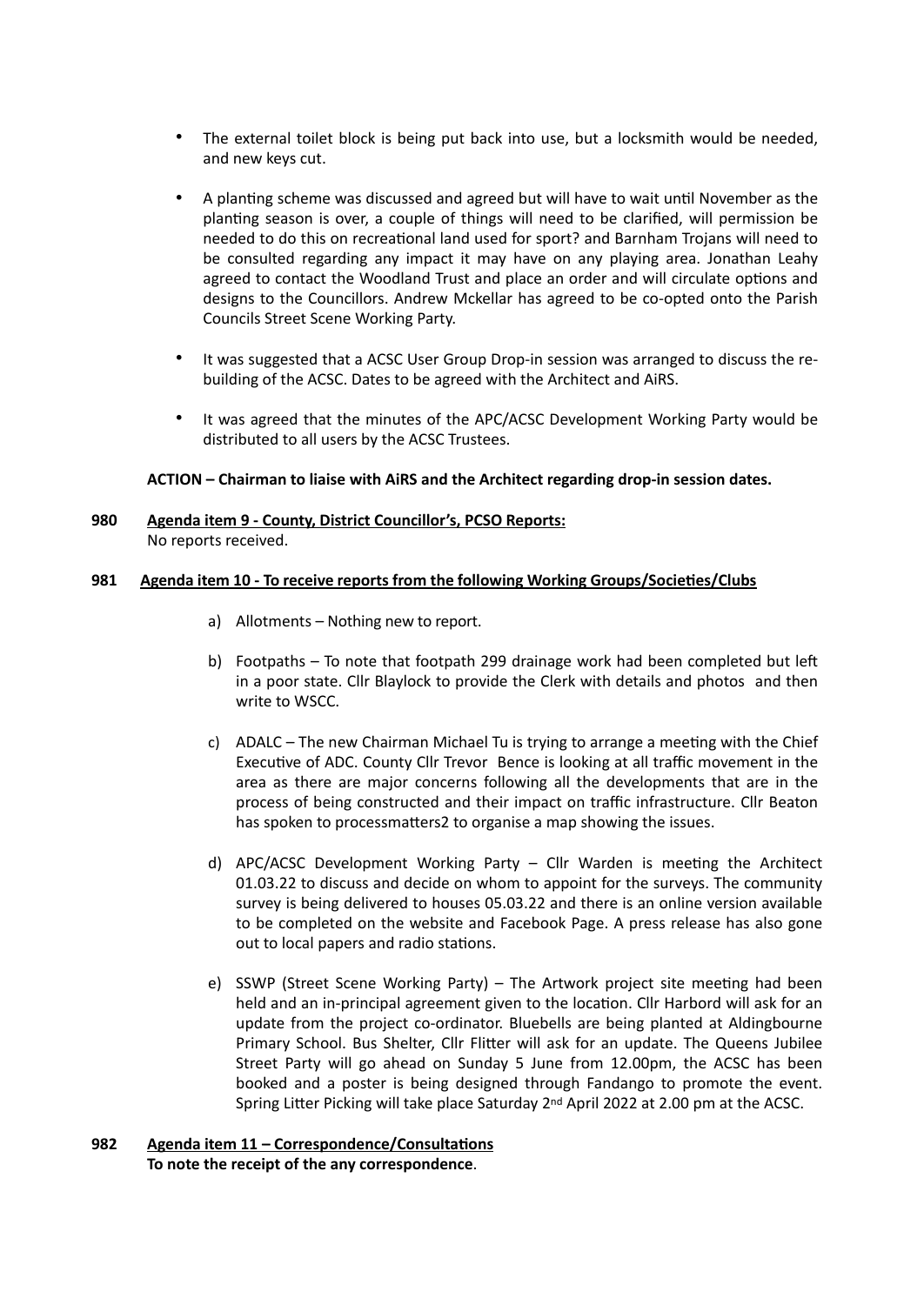- The external toilet block is being put back into use, but a locksmith would be needed, and new keys cut.

- A planting scheme was discussed and agreed but will have to wait until November as the planting season is over, a couple of things will need to be clarified, will permission be needed to do this on recreational land used for sport? and Barnham Trojans will need to be consulted regarding any impact it may have on any playing area. Jonathan Leahy agreed to contact the Woodland Trust and place an order and will circulate options and designs to the Councillors. Andrew Mckellar has agreed to be co-opted onto the Parish Councils Street Scene Working Party.

- It was suggested that a ACSC User Group Drop-in session was arranged to discuss the re-building of the ACSC. Dates to be agreed with the Architect and AiRS.

- It was agreed that the minutes of the APC/ACSC Development Working Party would be distributed to all users by the ACSC Trustees.

**ACTION – Chairman to liaise with AiRS and the Architect regarding drop-in session dates.**

**980** **Agenda item 9 - County, District Councillor's, PCSO Reports:**
No reports received.

**981** **Agenda item 10 - To receive reports from the following Working Groups/Societies/Clubs**

a) Allotments – Nothing new to report.

b) Footpaths – To note that footpath 299 drainage work had been completed but left in a poor state. Cllr Blaylock to provide the Clerk with details and photos and then write to WSCC.

c) ADALC – The new Chairman Michael Tu is trying to arrange a meeting with the Chief Executive of ADC. County Cllr Trevor Bence is looking at all traffic movement in the area as there are major concerns following all the developments that are in the process of being constructed and their impact on traffic infrastructure. Cllr Beaton has spoken to processmatters2 to organise a map showing the issues.

d) APC/ACSC Development Working Party – Cllr Warden is meeting the Architect 01.03.22 to discuss and decide on whom to appoint for the surveys. The community survey is being delivered to houses 05.03.22 and there is an online version available to be completed on the website and Facebook Page. A press release has also gone out to local papers and radio stations.

e) SSWP (Street Scene Working Party) – The Artwork project site meeting had been held and an in-principal agreement given to the location. Cllr Harbord will ask for an update from the project co-ordinator. Bluebells are being planted at Aldingbourne Primary School. Bus Shelter, Cllr Flitter will ask for an update. The Queens Jubilee Street Party will go ahead on Sunday 5 June from 12.00pm, the ACSC has been booked and a poster is being designed through Fandango to promote the event. Spring Litter Picking will take place Saturday 2nd April 2022 at 2.00 pm at the ACSC.

**982** **Agenda item 11 – Correspondence/Consultations**
**To note the receipt of the any correspondence**.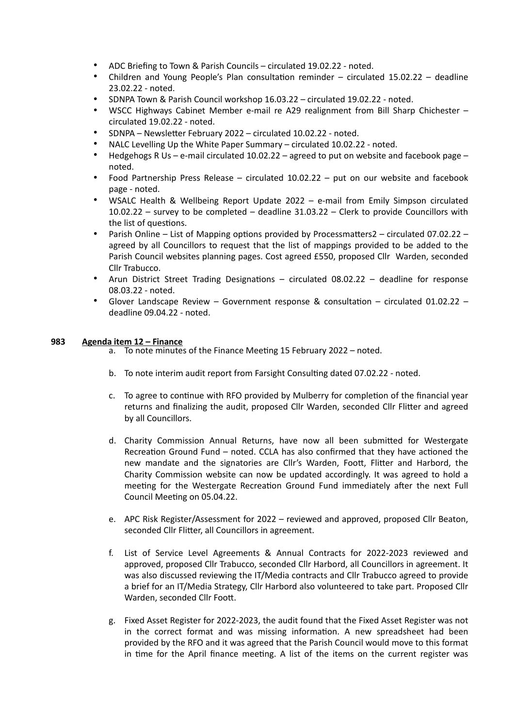- ADC Briefing to Town & Parish Councils – circulated 19.02.22 - noted.
- Children and Young People's Plan consultation reminder – circulated 15.02.22 – deadline 23.02.22 - noted.
- SDNPA Town & Parish Council workshop 16.03.22 – circulated 19.02.22 - noted.
- WSCC Highways Cabinet Member e-mail re A29 realignment from Bill Sharp Chichester – circulated 19.02.22 - noted.
- SDNPA – Newsletter February 2022 – circulated 10.02.22 - noted.
- NALC Levelling Up the White Paper Summary – circulated 10.02.22 - noted.
- Hedgehogs R Us – e-mail circulated 10.02.22 – agreed to put on website and facebook page – noted.
- Food Partnership Press Release – circulated 10.02.22 – put on our website and facebook page - noted.
- WSALC Health & Wellbeing Report Update 2022 – e-mail from Emily Simpson circulated 10.02.22 – survey to be completed – deadline 31.03.22 – Clerk to provide Councillors with the list of questions.
- Parish Online – List of Mapping options provided by Processmatters2 – circulated 07.02.22 – agreed by all Councillors to request that the list of mappings provided to be added to the Parish Council websites planning pages. Cost agreed £550, proposed Cllr Warden, seconded Cllr Trabucco.
- Arun District Street Trading Designations – circulated 08.02.22 – deadline for response 08.03.22 - noted.
- Glover Landscape Review – Government response & consultation – circulated 01.02.22 – deadline 09.04.22 - noted.

**983 Agenda item 12 – Finance**

a. To note minutes of the Finance Meeting 15 February 2022 – noted.

b. To note interim audit report from Farsight Consulting dated 07.02.22 - noted.

c. To agree to continue with RFO provided by Mulberry for completion of the financial year returns and finalizing the audit, proposed Cllr Warden, seconded Cllr Flitter and agreed by all Councillors.

d. Charity Commission Annual Returns, have now all been submitted for Westergate Recreation Ground Fund – noted. CCLA has also confirmed that they have actioned the new mandate and the signatories are Cllr's Warden, Foott, Flitter and Harbord, the Charity Commission website can now be updated accordingly. It was agreed to hold a meeting for the Westergate Recreation Ground Fund immediately after the next Full Council Meeting on 05.04.22.

e. APC Risk Register/Assessment for 2022 – reviewed and approved, proposed Cllr Beaton, seconded Cllr Flitter, all Councillors in agreement.

f. List of Service Level Agreements & Annual Contracts for 2022-2023 reviewed and approved, proposed Cllr Trabucco, seconded Cllr Harbord, all Councillors in agreement. It was also discussed reviewing the IT/Media contracts and Cllr Trabucco agreed to provide a brief for an IT/Media Strategy, Cllr Harbord also volunteered to take part. Proposed Cllr Warden, seconded Cllr Foott.

g. Fixed Asset Register for 2022-2023, the audit found that the Fixed Asset Register was not in the correct format and was missing information. A new spreadsheet had been provided by the RFO and it was agreed that the Parish Council would move to this format in time for the April finance meeting. A list of the items on the current register was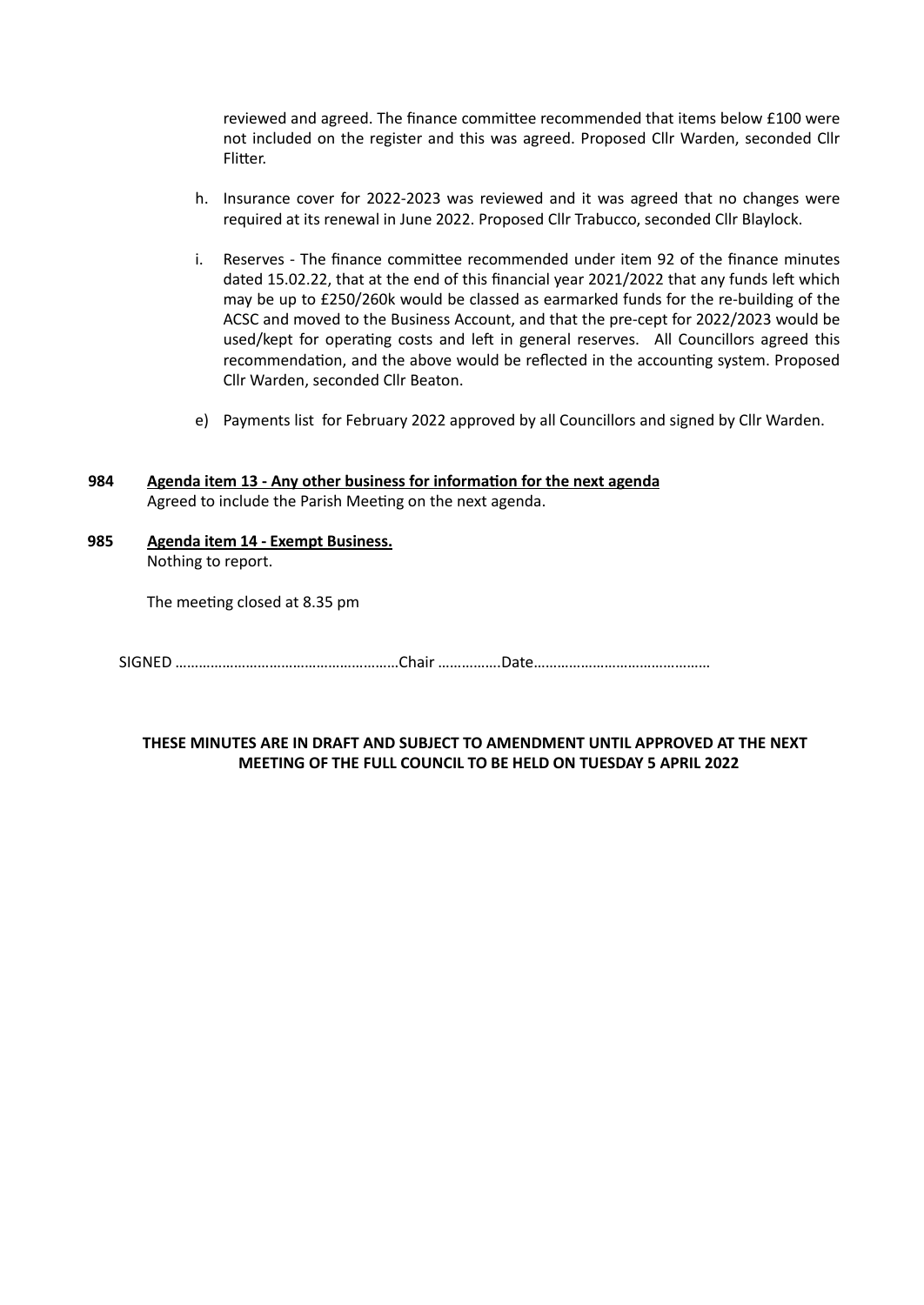reviewed and agreed. The finance committee recommended that items below £100 were not included on the register and this was agreed. Proposed Cllr Warden, seconded Cllr Flitter.

h. Insurance cover for 2022-2023 was reviewed and it was agreed that no changes were required at its renewal in June 2022. Proposed Cllr Trabucco, seconded Cllr Blaylock.

i. Reserves - The finance committee recommended under item 92 of the finance minutes dated 15.02.22, that at the end of this financial year 2021/2022 that any funds left which may be up to £250/260k would be classed as earmarked funds for the re-building of the ACSC and moved to the Business Account, and that the pre-cept for 2022/2023 would be used/kept for operating costs and left in general reserves. All Councillors agreed this recommendation, and the above would be reflected in the accounting system. Proposed Cllr Warden, seconded Cllr Beaton.

e) Payments list for February 2022 approved by all Councillors and signed by Cllr Warden.

**984 Agenda item 13 - Any other business for information for the next agenda**

Agreed to include the Parish Meeting on the next agenda.

**985 Agenda item 14 - Exempt Business.**

Nothing to report.

The meeting closed at 8.35 pm

SIGNED …………………………………………………Chair …………….Date………………………………………

**THESE MINUTES ARE IN DRAFT AND SUBJECT TO AMENDMENT UNTIL APPROVED AT THE NEXT MEETING OF THE FULL COUNCIL TO BE HELD ON TUESDAY 5 APRIL 2022**